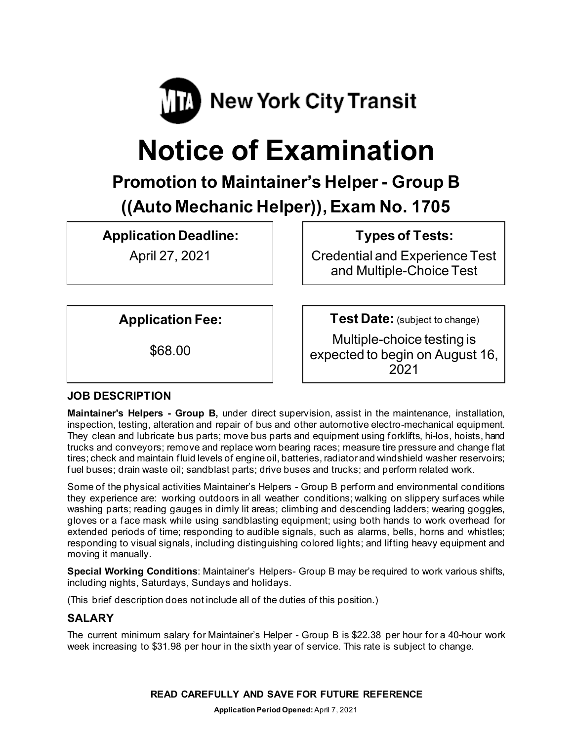MTA New York City Transit

# Notice of Examination

## Promotion to Maintainer's Helper - Group B

## ((Auto Mechanic Helper)), Exam No. 1705

**Application Deadline:**

April 27, 2021

**Types of Tests:**

Credential and Experience Test and Multiple-Choice Test

**Application Fee:**

$68.00

**Test Date:** (subject to change)

Multiple-choice testing is expected to begin on August 16, 2021

### JOB DESCRIPTION

**Maintainer's Helpers - Group B,** under direct supervision, assist in the maintenance, installation, inspection, testing, alteration and repair of bus and other automotive electro-mechanical equipment. They clean and lubricate bus parts; move bus parts and equipment using forklifts, hi-los, hoists, hand trucks and conveyors; remove and replace worn bearing races; measure tire pressure and change flat tires; check and maintain fluid levels of engine oil, batteries, radiator and windshield washer reservoirs; fuel buses; drain waste oil; sandblast parts; drive buses and trucks; and perform related work.

Some of the physical activities Maintainer's Helpers - Group B perform and environmental conditions they experience are: working outdoors in all weather conditions; walking on slippery surfaces while washing parts; reading gauges in dimly lit areas; climbing and descending ladders; wearing goggles, gloves or a face mask while using sandblasting equipment; using both hands to work overhead for extended periods of time; responding to audible signals, such as alarms, bells, horns and whistles; responding to visual signals, including distinguishing colored lights; and lifting heavy equipment and moving it manually.

**Special Working Conditions**: Maintainer's Helpers- Group B may be required to work various shifts, including nights, Saturdays, Sundays and holidays.

(This brief description does not include all of the duties of this position.)

### SALARY

The current minimum salary for Maintainer's Helper - Group B is $22.38 per hour for a 40-hour work week increasing to $31.98 per hour in the sixth year of service. This rate is subject to change.

**READ CAREFULLY AND SAVE FOR FUTURE REFERENCE**

**Application Period Opened:** April 7, 2021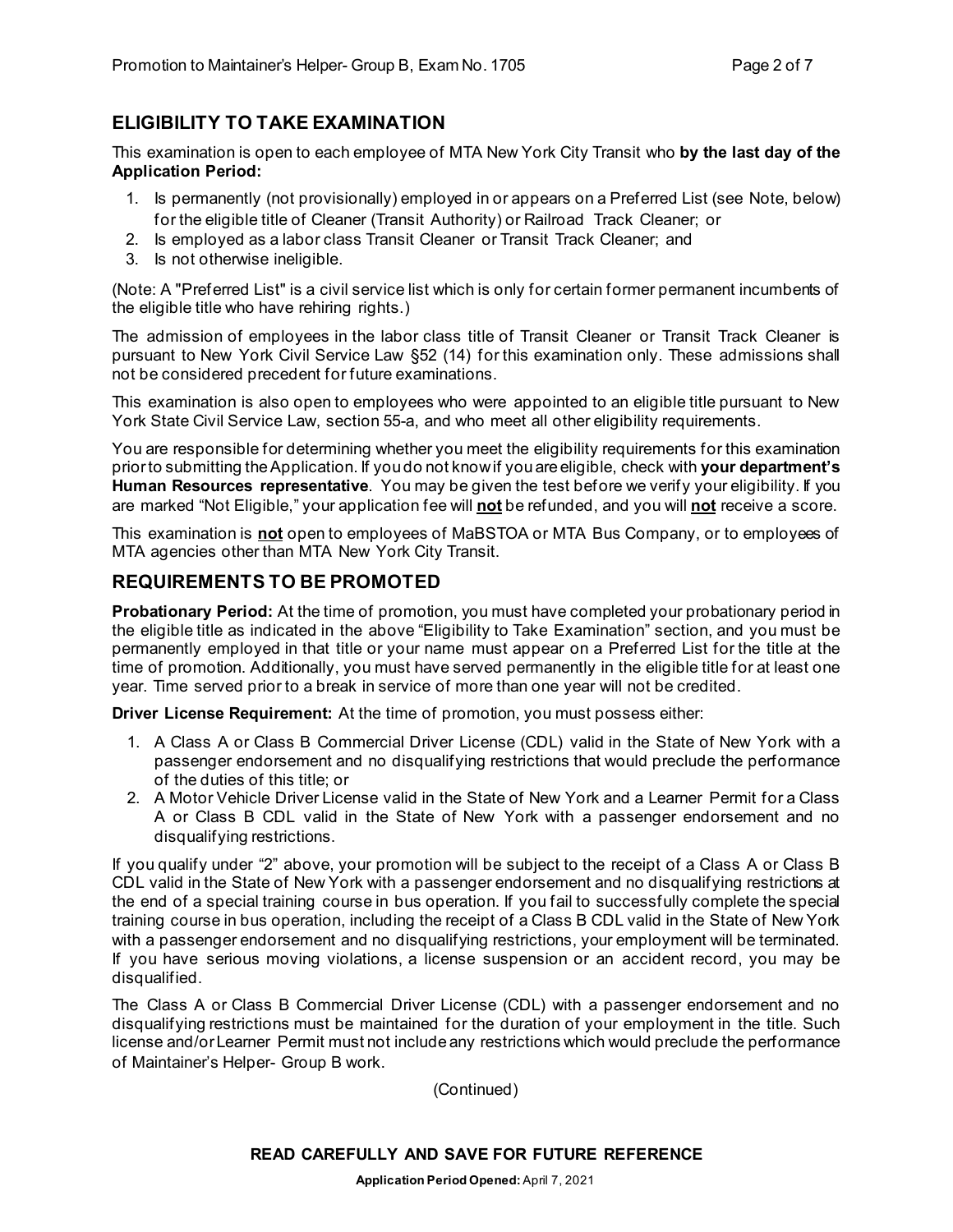## ELIGIBILITY TO TAKE EXAMINATION

This examination is open to each employee of MTA New York City Transit who **by the last day of the Application Period:**

1. Is permanently (not provisionally) employed in or appears on a Preferred List (see Note, below) for the eligible title of Cleaner (Transit Authority) or Railroad Track Cleaner; or
2. Is employed as a labor class Transit Cleaner or Transit Track Cleaner; and
3. Is not otherwise ineligible.

(Note: A "Preferred List" is a civil service list which is only for certain former permanent incumbents of the eligible title who have rehiring rights.)

The admission of employees in the labor class title of Transit Cleaner or Transit Track Cleaner is pursuant to New York Civil Service Law §52 (14) for this examination only. These admissions shall not be considered precedent for future examinations.

This examination is also open to employees who were appointed to an eligible title pursuant to New York State Civil Service Law, section 55-a, and who meet all other eligibility requirements.

You are responsible for determining whether you meet the eligibility requirements for this examination prior to submitting the Application. If you do not know if you are eligible, check with **your department's Human Resources representative**. You may be given the test before we verify your eligibility. If you are marked "Not Eligible," your application fee will **not** be refunded, and you will **not** receive a score.

This examination is **not** open to employees of MaBSTOA or MTA Bus Company, or to employees of MTA agencies other than MTA New York City Transit.

## REQUIREMENTS TO BE PROMOTED

**Probationary Period:** At the time of promotion, you must have completed your probationary period in the eligible title as indicated in the above "Eligibility to Take Examination" section, and you must be permanently employed in that title or your name must appear on a Preferred List for the title at the time of promotion. Additionally, you must have served permanently in the eligible title for at least one year. Time served prior to a break in service of more than one year will not be credited.

**Driver License Requirement:** At the time of promotion, you must possess either:

1. A Class A or Class B Commercial Driver License (CDL) valid in the State of New York with a passenger endorsement and no disqualifying restrictions that would preclude the performance of the duties of this title; or
2. A Motor Vehicle Driver License valid in the State of New York and a Learner Permit for a Class A or Class B CDL valid in the State of New York with a passenger endorsement and no disqualifying restrictions.

If you qualify under "2" above, your promotion will be subject to the receipt of a Class A or Class B CDL valid in the State of New York with a passenger endorsement and no disqualifying restrictions at the end of a special training course in bus operation. If you fail to successfully complete the special training course in bus operation, including the receipt of a Class B CDL valid in the State of New York with a passenger endorsement and no disqualifying restrictions, your employment will be terminated. If you have serious moving violations, a license suspension or an accident record, you may be disqualified.

The Class A or Class B Commercial Driver License (CDL) with a passenger endorsement and no disqualifying restrictions must be maintained for the duration of your employment in the title. Such license and/or Learner Permit must not include any restrictions which would preclude the performance of Maintainer's Helper- Group B work.

(Continued)

**READ CAREFULLY AND SAVE FOR FUTURE REFERENCE**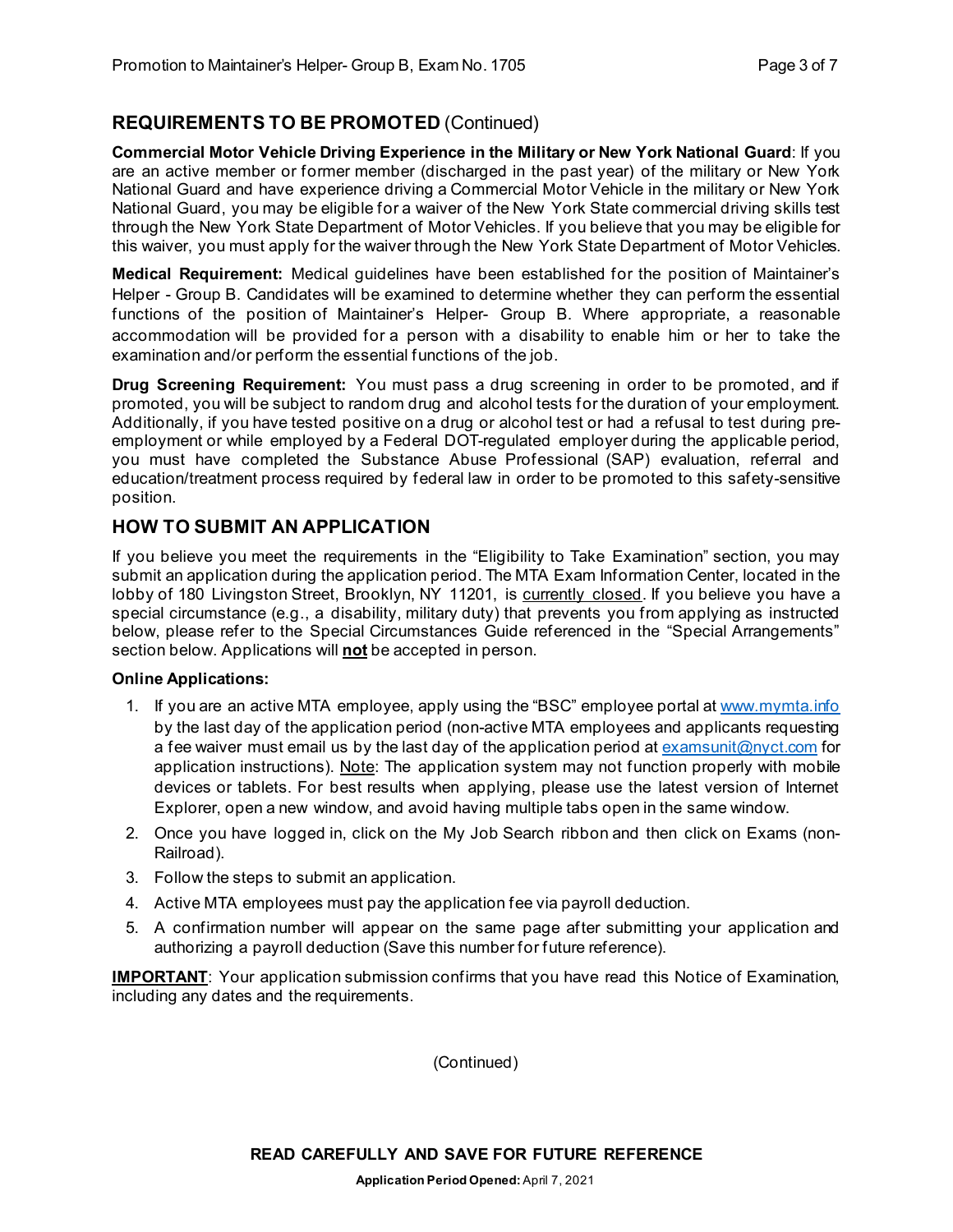## REQUIREMENTS TO BE PROMOTED (Continued)

**Commercial Motor Vehicle Driving Experience in the Military or New York National Guard**: If you are an active member or former member (discharged in the past year) of the military or New York National Guard and have experience driving a Commercial Motor Vehicle in the military or New York National Guard, you may be eligible for a waiver of the New York State commercial driving skills test through the New York State Department of Motor Vehicles. If you believe that you may be eligible for this waiver, you must apply for the waiver through the New York State Department of Motor Vehicles.

**Medical Requirement:** Medical guidelines have been established for the position of Maintainer's Helper - Group B. Candidates will be examined to determine whether they can perform the essential functions of the position of Maintainer's Helper- Group B. Where appropriate, a reasonable accommodation will be provided for a person with a disability to enable him or her to take the examination and/or perform the essential functions of the job.

**Drug Screening Requirement:** You must pass a drug screening in order to be promoted, and if promoted, you will be subject to random drug and alcohol tests for the duration of your employment. Additionally, if you have tested positive on a drug or alcohol test or had a refusal to test during pre-employment or while employed by a Federal DOT-regulated employer during the applicable period, you must have completed the Substance Abuse Professional (SAP) evaluation, referral and education/treatment process required by federal law in order to be promoted to this safety-sensitive position.

## HOW TO SUBMIT AN APPLICATION

If you believe you meet the requirements in the "Eligibility to Take Examination" section, you may submit an application during the application period. The MTA Exam Information Center, located in the lobby of 180 Livingston Street, Brooklyn, NY 11201, is currently closed. If you believe you have a special circumstance (e.g., a disability, military duty) that prevents you from applying as instructed below, please refer to the Special Circumstances Guide referenced in the "Special Arrangements" section below. Applications will **not** be accepted in person.

**Online Applications:**

1. If you are an active MTA employee, apply using the "BSC" employee portal at www.mymta.info by the last day of the application period (non-active MTA employees and applicants requesting a fee waiver must email us by the last day of the application period at examsunit@nyct.com for application instructions). Note: The application system may not function properly with mobile devices or tablets. For best results when applying, please use the latest version of Internet Explorer, open a new window, and avoid having multiple tabs open in the same window.
2. Once you have logged in, click on the My Job Search ribbon and then click on Exams (non-Railroad).
3. Follow the steps to submit an application.
4. Active MTA employees must pay the application fee via payroll deduction.
5. A confirmation number will appear on the same page after submitting your application and authorizing a payroll deduction (Save this number for future reference).

**IMPORTANT**: Your application submission confirms that you have read this Notice of Examination, including any dates and the requirements.

(Continued)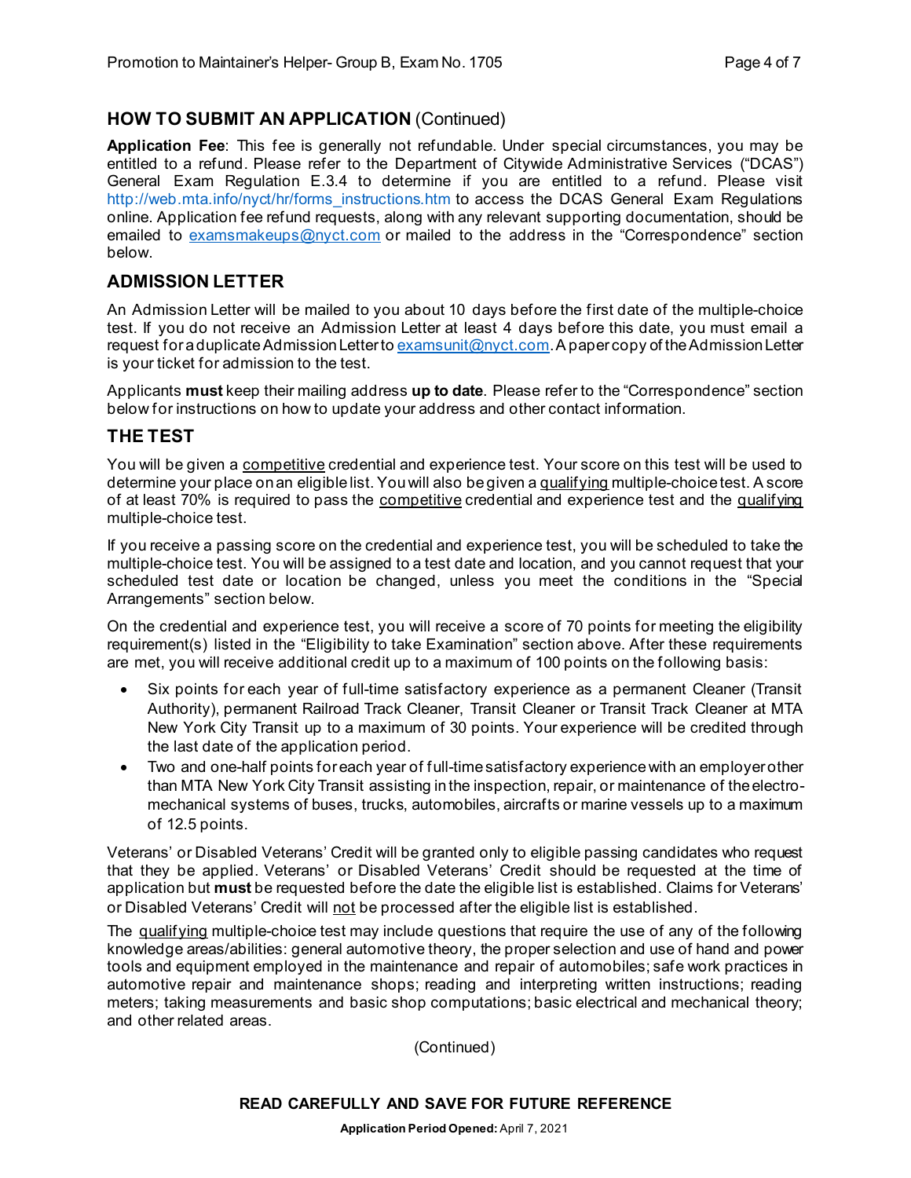## HOW TO SUBMIT AN APPLICATION (Continued)

**Application Fee**: This fee is generally not refundable. Under special circumstances, you may be entitled to a refund. Please refer to the Department of Citywide Administrative Services ("DCAS") General Exam Regulation E.3.4 to determine if you are entitled to a refund. Please visit http://web.mta.info/nyct/hr/forms_instructions.htm to access the DCAS General Exam Regulations online. Application fee refund requests, along with any relevant supporting documentation, should be emailed to examsmakeups@nyct.com or mailed to the address in the "Correspondence" section below.

## ADMISSION LETTER

An Admission Letter will be mailed to you about 10 days before the first date of the multiple-choice test. If you do not receive an Admission Letter at least 4 days before this date, you must email a request for a duplicate Admission Letter to examsunit@nyct.com. A paper copy of the Admission Letter is your ticket for admission to the test.

Applicants **must** keep their mailing address **up to date**. Please refer to the "Correspondence" section below for instructions on how to update your address and other contact information.

## THE TEST

You will be given a competitive credential and experience test. Your score on this test will be used to determine your place on an eligible list. You will also be given a qualifying multiple-choice test. A score of at least 70% is required to pass the competitive credential and experience test and the qualifying multiple-choice test.

If you receive a passing score on the credential and experience test, you will be scheduled to take the multiple-choice test. You will be assigned to a test date and location, and you cannot request that your scheduled test date or location be changed, unless you meet the conditions in the "Special Arrangements" section below.

On the credential and experience test, you will receive a score of 70 points for meeting the eligibility requirement(s) listed in the "Eligibility to take Examination" section above. After these requirements are met, you will receive additional credit up to a maximum of 100 points on the following basis:

- Six points for each year of full-time satisfactory experience as a permanent Cleaner (Transit Authority), permanent Railroad Track Cleaner, Transit Cleaner or Transit Track Cleaner at MTA New York City Transit up to a maximum of 30 points. Your experience will be credited through the last date of the application period.
- Two and one-half points for each year of full-time satisfactory experience with an employer other than MTA New York City Transit assisting in the inspection, repair, or maintenance of the electro-mechanical systems of buses, trucks, automobiles, aircrafts or marine vessels up to a maximum of 12.5 points.

Veterans' or Disabled Veterans' Credit will be granted only to eligible passing candidates who request that they be applied. Veterans' or Disabled Veterans' Credit should be requested at the time of application but **must** be requested before the date the eligible list is established. Claims for Veterans' or Disabled Veterans' Credit will not be processed after the eligible list is established.

The qualifying multiple-choice test may include questions that require the use of any of the following knowledge areas/abilities: general automotive theory, the proper selection and use of hand and power tools and equipment employed in the maintenance and repair of automobiles; safe work practices in automotive repair and maintenance shops; reading and interpreting written instructions; reading meters; taking measurements and basic shop computations; basic electrical and mechanical theory; and other related areas.

(Continued)

**READ CAREFULLY AND SAVE FOR FUTURE REFERENCE**

**Application Period Opened:** April 7, 2021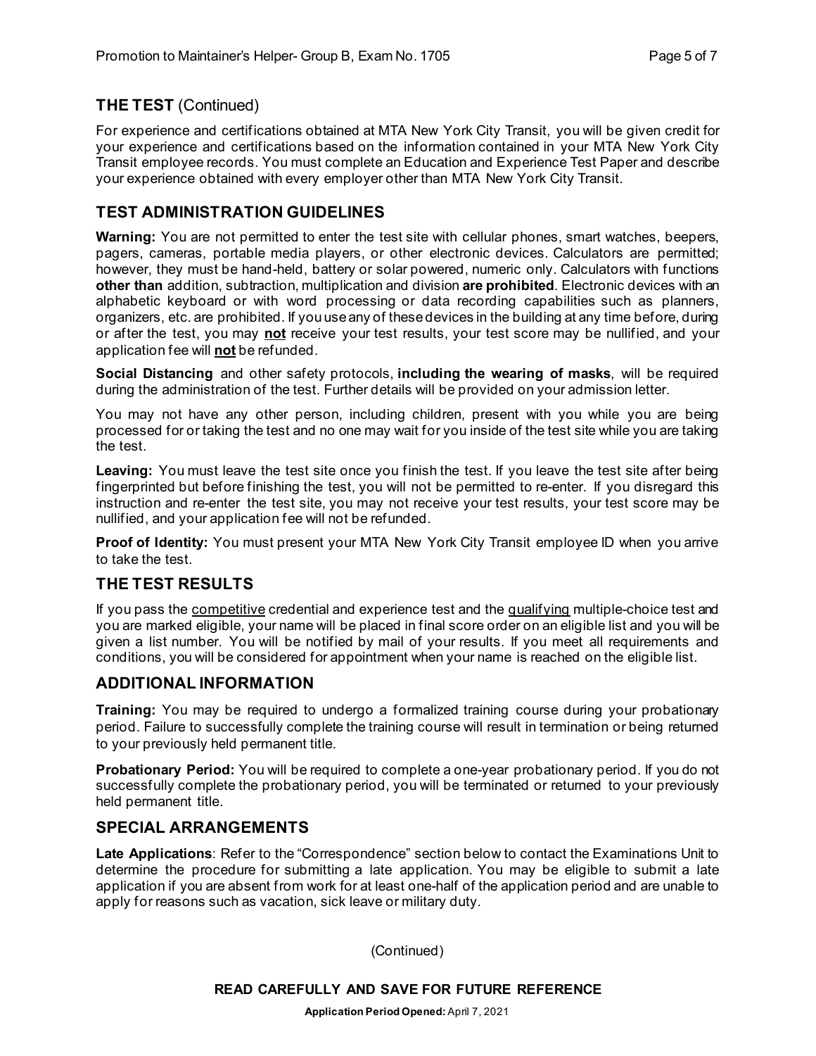## THE TEST (Continued)

For experience and certifications obtained at MTA New York City Transit, you will be given credit for your experience and certifications based on the information contained in your MTA New York City Transit employee records. You must complete an Education and Experience Test Paper and describe your experience obtained with every employer other than MTA New York City Transit.

## TEST ADMINISTRATION GUIDELINES

**Warning:** You are not permitted to enter the test site with cellular phones, smart watches, beepers, pagers, cameras, portable media players, or other electronic devices. Calculators are permitted; however, they must be hand-held, battery or solar powered, numeric only. Calculators with functions **other than** addition, subtraction, multiplication and division **are prohibited**. Electronic devices with an alphabetic keyboard or with word processing or data recording capabilities such as planners, organizers, etc. are prohibited. If you use any of these devices in the building at any time before, during or after the test, you may **not** receive your test results, your test score may be nullified, and your application fee will **not** be refunded.

**Social Distancing** and other safety protocols, **including the wearing of masks**, will be required during the administration of the test. Further details will be provided on your admission letter.

You may not have any other person, including children, present with you while you are being processed for or taking the test and no one may wait for you inside of the test site while you are taking the test.

**Leaving:** You must leave the test site once you finish the test. If you leave the test site after being fingerprinted but before finishing the test, you will not be permitted to re-enter. If you disregard this instruction and re-enter the test site, you may not receive your test results, your test score may be nullified, and your application fee will not be refunded.

**Proof of Identity:** You must present your MTA New York City Transit employee ID when you arrive to take the test.

## THE TEST RESULTS

If you pass the competitive credential and experience test and the qualifying multiple-choice test and you are marked eligible, your name will be placed in final score order on an eligible list and you will be given a list number. You will be notified by mail of your results. If you meet all requirements and conditions, you will be considered for appointment when your name is reached on the eligible list.

## ADDITIONAL INFORMATION

**Training:** You may be required to undergo a formalized training course during your probationary period. Failure to successfully complete the training course will result in termination or being returned to your previously held permanent title.

**Probationary Period:** You will be required to complete a one-year probationary period. If you do not successfully complete the probationary period, you will be terminated or returned to your previously held permanent title.

## SPECIAL ARRANGEMENTS

**Late Applications**: Refer to the "Correspondence" section below to contact the Examinations Unit to determine the procedure for submitting a late application. You may be eligible to submit a late application if you are absent from work for at least one-half of the application period and are unable to apply for reasons such as vacation, sick leave or military duty.

(Continued)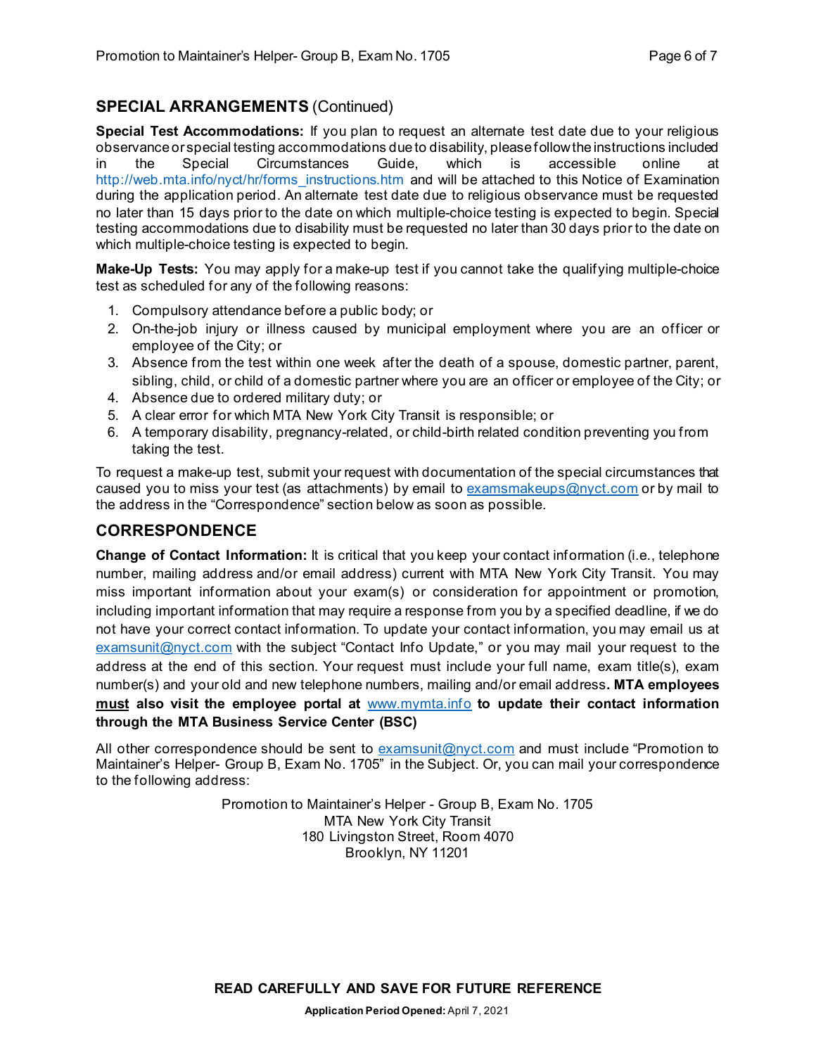## SPECIAL ARRANGEMENTS (Continued)

**Special Test Accommodations:** If you plan to request an alternate test date due to your religious observance or special testing accommodations due to disability, please follow the instructions included in the Special Circumstances Guide, which is accessible online at http://web.mta.info/nyct/hr/forms_instructions.htm and will be attached to this Notice of Examination during the application period. An alternate test date due to religious observance must be requested no later than 15 days prior to the date on which multiple-choice testing is expected to begin. Special testing accommodations due to disability must be requested no later than 30 days prior to the date on which multiple-choice testing is expected to begin.

**Make-Up Tests:** You may apply for a make-up test if you cannot take the qualifying multiple-choice test as scheduled for any of the following reasons:

1. Compulsory attendance before a public body; or
2. On-the-job injury or illness caused by municipal employment where you are an officer or employee of the City; or
3. Absence from the test within one week after the death of a spouse, domestic partner, parent, sibling, child, or child of a domestic partner where you are an officer or employee of the City; or
4. Absence due to ordered military duty; or
5. A clear error for which MTA New York City Transit is responsible; or
6. A temporary disability, pregnancy-related, or child-birth related condition preventing you from taking the test.

To request a make-up test, submit your request with documentation of the special circumstances that caused you to miss your test (as attachments) by email to examsmakeups@nyct.com or by mail to the address in the "Correspondence" section below as soon as possible.

## CORRESPONDENCE

**Change of Contact Information:** It is critical that you keep your contact information (i.e., telephone number, mailing address and/or email address) current with MTA New York City Transit. You may miss important information about your exam(s) or consideration for appointment or promotion, including important information that may require a response from you by a specified deadline, if we do not have your correct contact information. To update your contact information, you may email us at examsunit@nyct.com with the subject "Contact Info Update," or you may mail your request to the address at the end of this section. Your request must include your full name, exam title(s), exam number(s) and your old and new telephone numbers, mailing and/or email address**. MTA employees <u>must</u> also visit the employee portal at www.mymta.info to update their contact information through the MTA Business Service Center (BSC)**

All other correspondence should be sent to examsunit@nyct.com and must include "Promotion to Maintainer's Helper- Group B, Exam No. 1705" in the Subject. Or, you can mail your correspondence to the following address:

Promotion to Maintainer's Helper - Group B, Exam No. 1705
MTA New York City Transit
180 Livingston Street, Room 4070
Brooklyn, NY 11201

**READ CAREFULLY AND SAVE FOR FUTURE REFERENCE**

**Application Period Opened:** April 7, 2021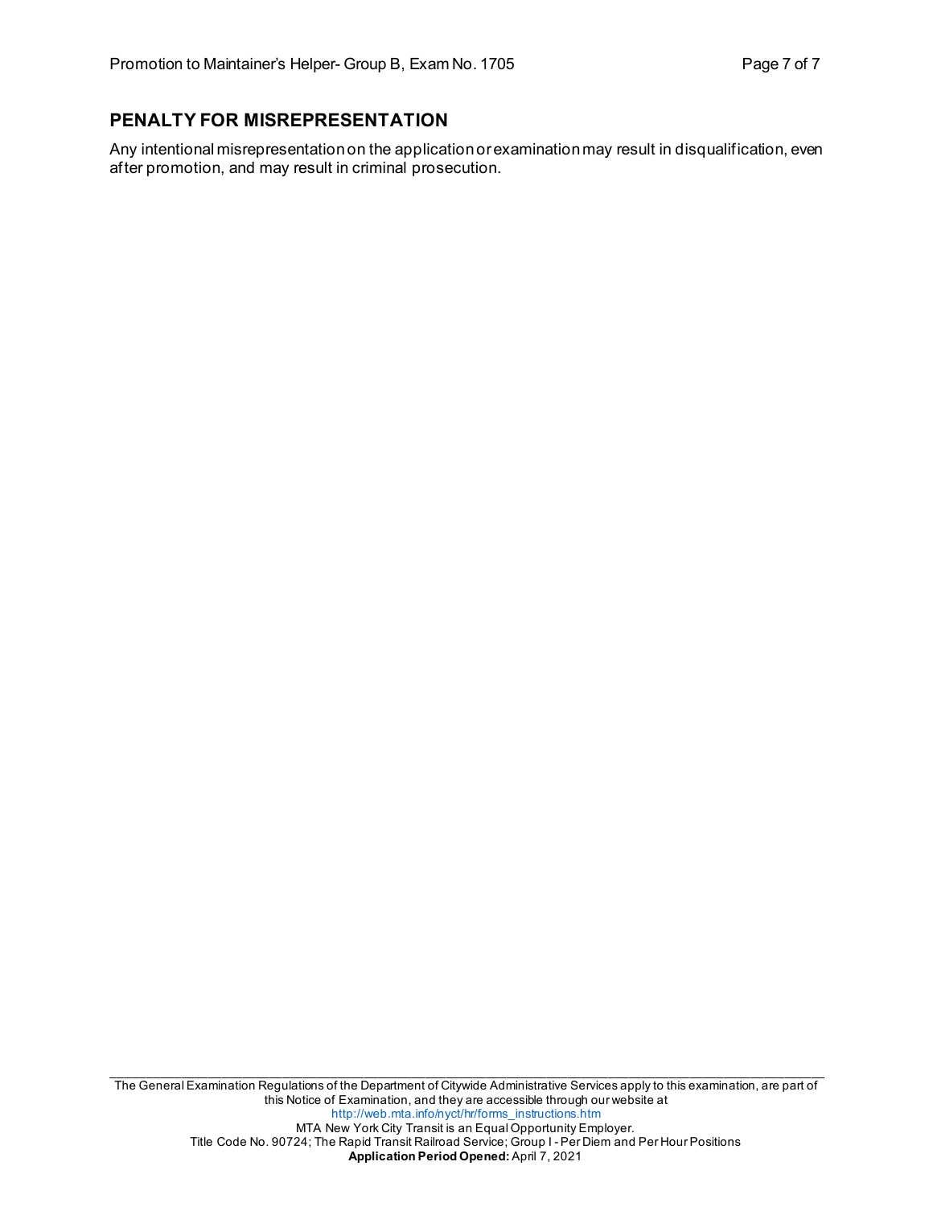## PENALTY FOR MISREPRESENTATION

Any intentional misrepresentation on the application or examination may result in disqualification, even after promotion, and may result in criminal prosecution.